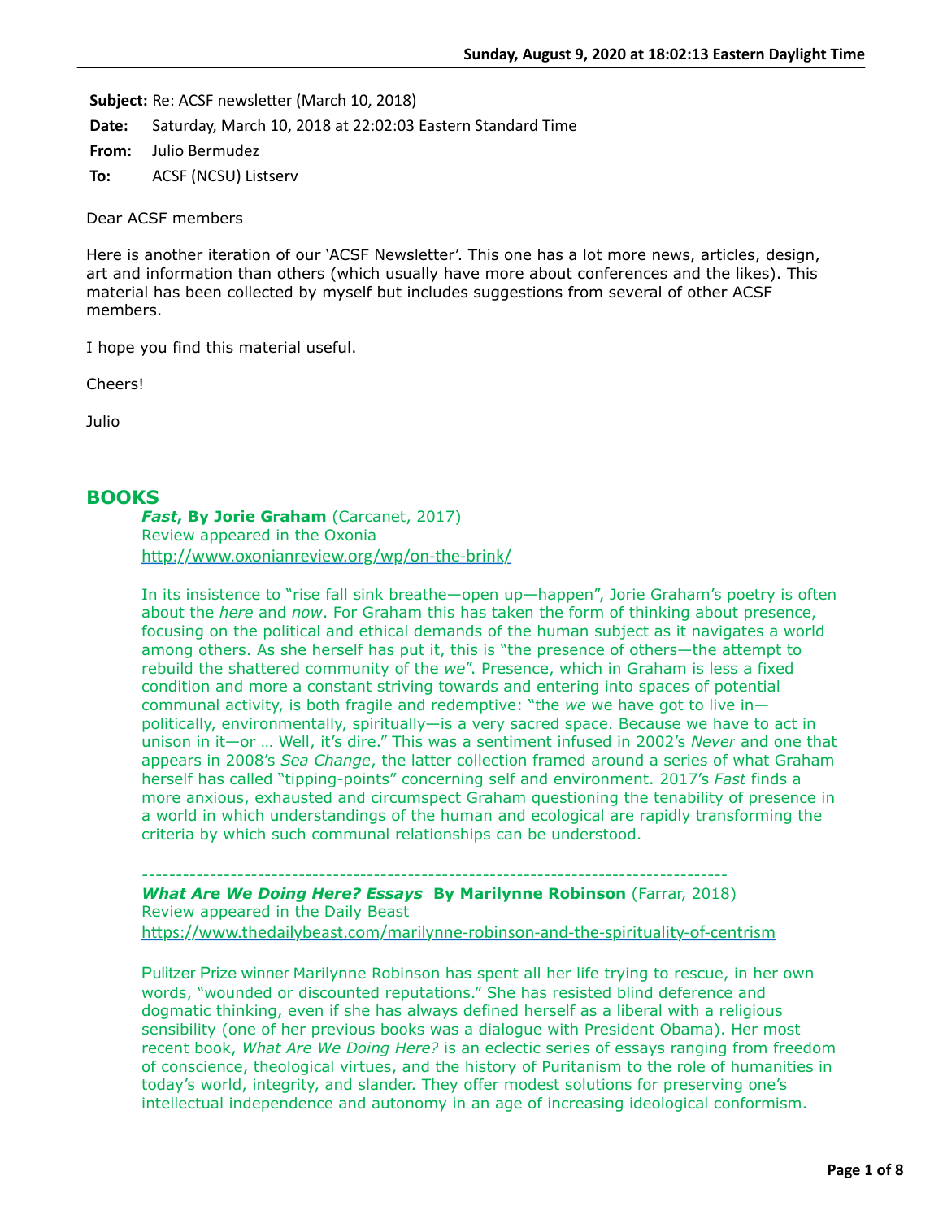**Subject:** Re: ACSF newsletter (March 10, 2018)

**Date:** Saturday, March 10, 2018 at 22:02:03 Eastern Standard Time

**From:** Julio Bermudez

**To:** ACSF (NCSU) Listserv

Dear ACSF members

Here is another iteration of our 'ACSF Newsletter'. This one has a lot more news, articles, design, art and information than others (which usually have more about conferences and the likes). This material has been collected by myself but includes suggestions from several of other ACSF members.

I hope you find this material useful.

Cheers!

Julio

## BOOKS

***Fast*, By Jorie Graham** (Carcanet, 2017)
Review appeared in the Oxonia
http://www.oxonianreview.org/wp/on-the-brink/

In its insistence to "rise fall sink breathe—open up—happen", Jorie Graham's poetry is often about the *here* and *now*. For Graham this has taken the form of thinking about presence, focusing on the political and ethical demands of the human subject as it navigates a world among others. As she herself has put it, this is "the presence of others—the attempt to rebuild the shattered community of the *we*". Presence, which in Graham is less a fixed condition and more a constant striving towards and entering into spaces of potential communal activity, is both fragile and redemptive: "the *we* we have got to live in—politically, environmentally, spiritually—is a very sacred space. Because we have to act in unison in it—or … Well, it's dire." This was a sentiment infused in 2002's *Never* and one that appears in 2008's *Sea Change*, the latter collection framed around a series of what Graham herself has called "tipping-points" concerning self and environment. 2017's *Fast* finds a more anxious, exhausted and circumspect Graham questioning the tenability of presence in a world in which understandings of the human and ecological are rapidly transforming the criteria by which such communal relationships can be understood.

---

***What Are We Doing Here? Essays* By Marilynne Robinson** (Farrar, 2018)
Review appeared in the Daily Beast
https://www.thedailybeast.com/marilynne-robinson-and-the-spirituality-of-centrism

Pulitzer Prize winner Marilynne Robinson has spent all her life trying to rescue, in her own words, "wounded or discounted reputations." She has resisted blind deference and dogmatic thinking, even if she has always defined herself as a liberal with a religious sensibility (one of her previous books was a dialogue with President Obama). Her most recent book, *What Are We Doing Here?* is an eclectic series of essays ranging from freedom of conscience, theological virtues, and the history of Puritanism to the role of humanities in today's world, integrity, and slander. They offer modest solutions for preserving one's intellectual independence and autonomy in an age of increasing ideological conformism.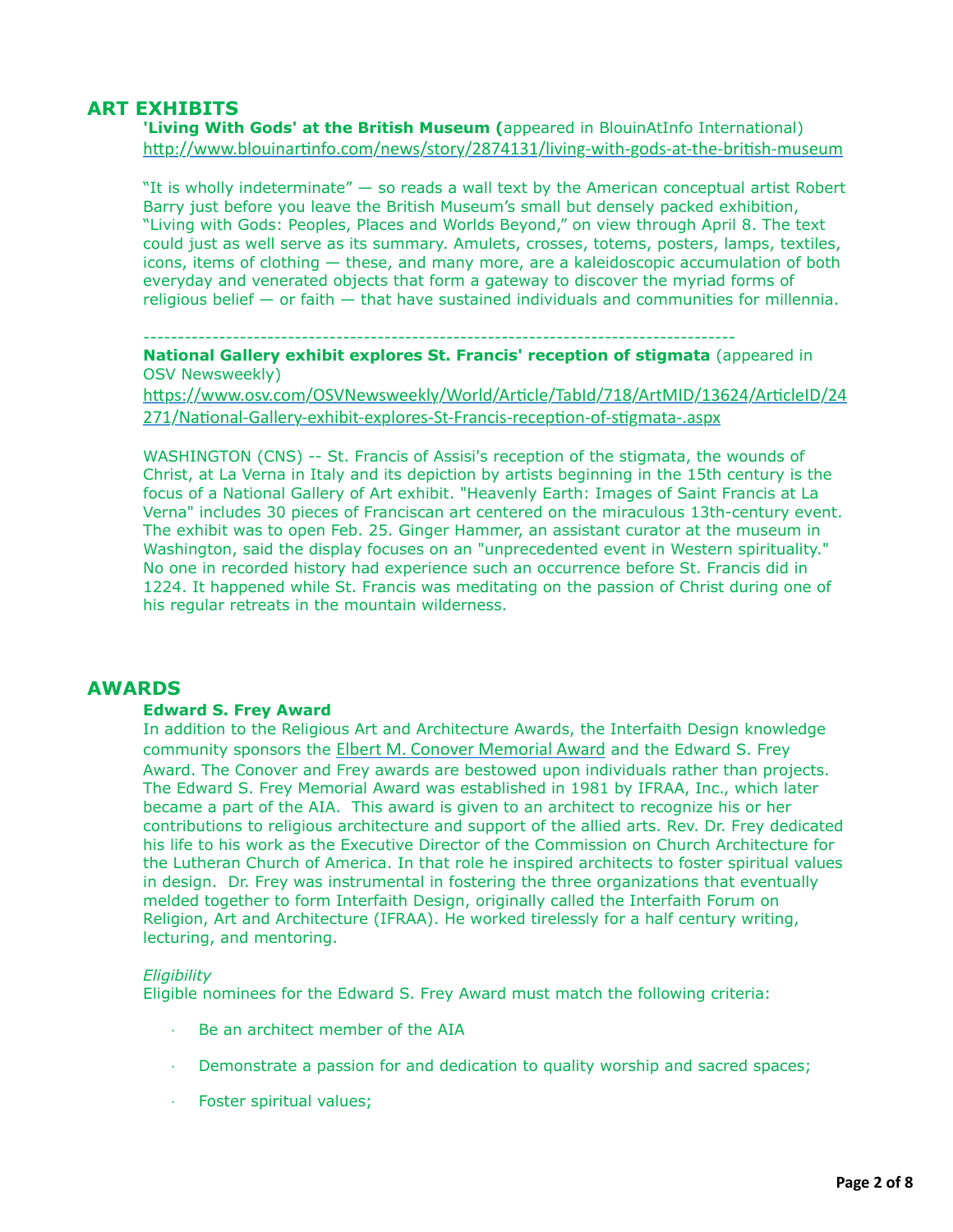## ART EXHIBITS

**'Living With Gods' at the British Museum (**appeared in BlouinAtInfo International)
http://www.blouinartinfo.com/news/story/2874131/living-with-gods-at-the-british-museum

"It is wholly indeterminate" — so reads a wall text by the American conceptual artist Robert Barry just before you leave the British Museum's small but densely packed exhibition, "Living with Gods: Peoples, Places and Worlds Beyond," on view through April 8. The text could just as well serve as its summary. Amulets, crosses, totems, posters, lamps, textiles, icons, items of clothing — these, and many more, are a kaleidoscopic accumulation of both everyday and venerated objects that form a gateway to discover the myriad forms of religious belief — or faith — that have sustained individuals and communities for millennia.

-------------------------------------------------------------------------------------

**National Gallery exhibit explores St. Francis' reception of stigmata** (appeared in OSV Newsweekly)
https://www.osv.com/OSVNewsweekly/World/Article/TabId/718/ArtMID/13624/ArticleID/24271/National-Gallery-exhibit-explores-St-Francis-reception-of-stigmata-.aspx

WASHINGTON (CNS) -- St. Francis of Assisi's reception of the stigmata, the wounds of Christ, at La Verna in Italy and its depiction by artists beginning in the 15th century is the focus of a National Gallery of Art exhibit. "Heavenly Earth: Images of Saint Francis at La Verna" includes 30 pieces of Franciscan art centered on the miraculous 13th-century event. The exhibit was to open Feb. 25. Ginger Hammer, an assistant curator at the museum in Washington, said the display focuses on an "unprecedented event in Western spirituality." No one in recorded history had experience such an occurrence before St. Francis did in 1224. It happened while St. Francis was meditating on the passion of Christ during one of his regular retreats in the mountain wilderness.

## AWARDS

**Edward S. Frey Award**

In addition to the Religious Art and Architecture Awards, the Interfaith Design knowledge community sponsors the Elbert M. Conover Memorial Award and the Edward S. Frey Award. The Conover and Frey awards are bestowed upon individuals rather than projects. The Edward S. Frey Memorial Award was established in 1981 by IFRAA, Inc., which later became a part of the AIA. This award is given to an architect to recognize his or her contributions to religious architecture and support of the allied arts. Rev. Dr. Frey dedicated his life to his work as the Executive Director of the Commission on Church Architecture for the Lutheran Church of America. In that role he inspired architects to foster spiritual values in design. Dr. Frey was instrumental in fostering the three organizations that eventually melded together to form Interfaith Design, originally called the Interfaith Forum on Religion, Art and Architecture (IFRAA). He worked tirelessly for a half century writing, lecturing, and mentoring.

*Eligibility*

Eligible nominees for the Edward S. Frey Award must match the following criteria:

- Be an architect member of the AIA
- Demonstrate a passion for and dedication to quality worship and sacred spaces;
- Foster spiritual values;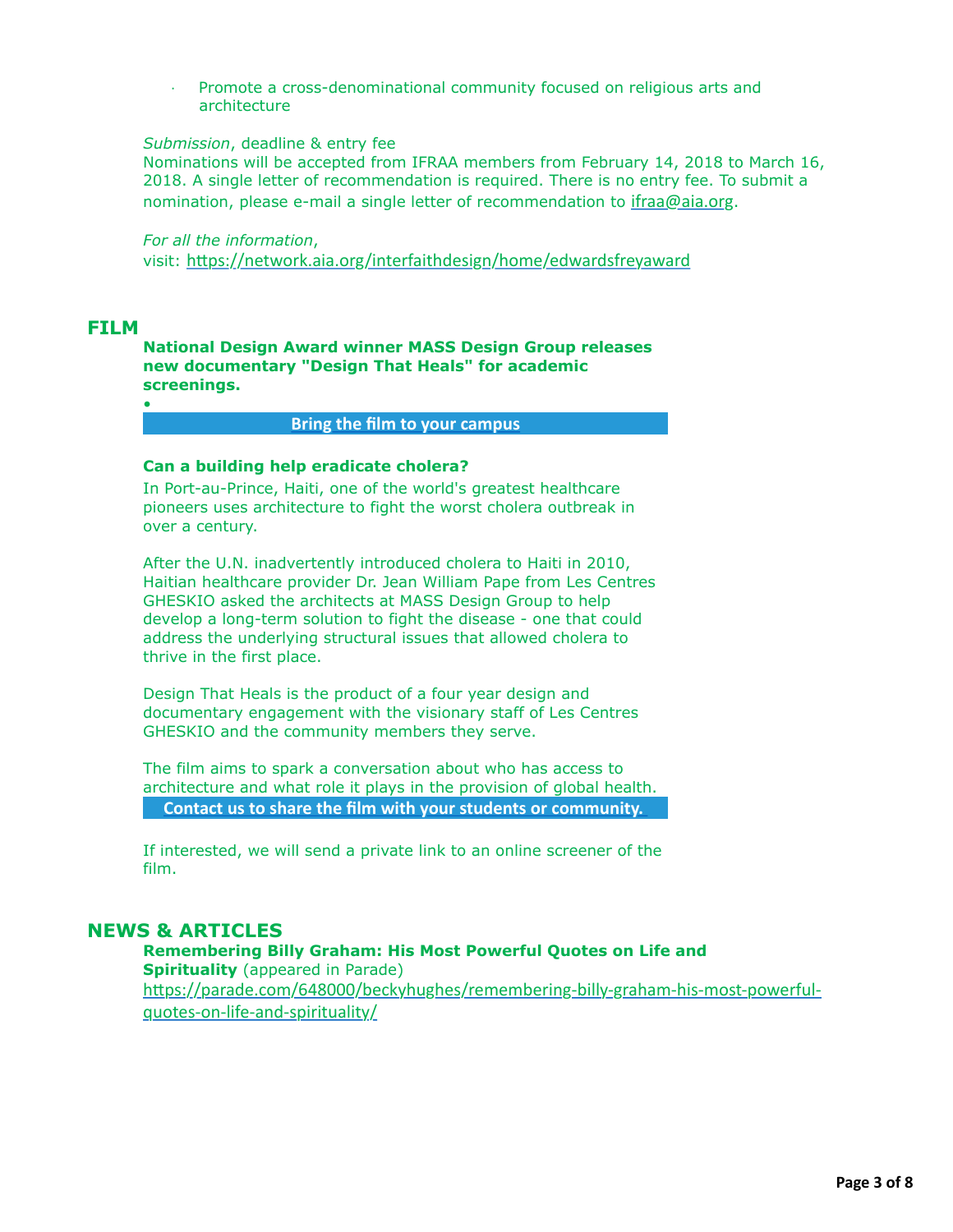- Promote a cross-denominational community focused on religious arts and architecture

*Submission*, deadline & entry fee
Nominations will be accepted from IFRAA members from February 14, 2018 to March 16, 2018. A single letter of recommendation is required. There is no entry fee. To submit a nomination, please e-mail a single letter of recommendation to ifraa@aia.org.

*For all the information*,
visit: https://network.aia.org/interfaithdesign/home/edwardsfreyaward

## FILM

**National Design Award winner MASS Design Group releases new documentary "Design That Heals" for academic screenings.**

- 

**Bring the film to your campus**

**Can a building help eradicate cholera?**

In Port-au-Prince, Haiti, one of the world's greatest healthcare pioneers uses architecture to fight the worst cholera outbreak in over a century.

After the U.N. inadvertently introduced cholera to Haiti in 2010, Haitian healthcare provider Dr. Jean William Pape from Les Centres GHESKIO asked the architects at MASS Design Group to help develop a long-term solution to fight the disease - one that could address the underlying structural issues that allowed cholera to thrive in the first place.

Design That Heals is the product of a four year design and documentary engagement with the visionary staff of Les Centres GHESKIO and the community members they serve.

The film aims to spark a conversation about who has access to architecture and what role it plays in the provision of global health.

**Contact us to share the film with your students or community.**

If interested, we will send a private link to an online screener of the film.

## NEWS & ARTICLES

**Remembering Billy Graham: His Most Powerful Quotes on Life and Spirituality** (appeared in Parade)
https://parade.com/648000/beckyhughes/remembering-billy-graham-his-most-powerful-quotes-on-life-and-spirituality/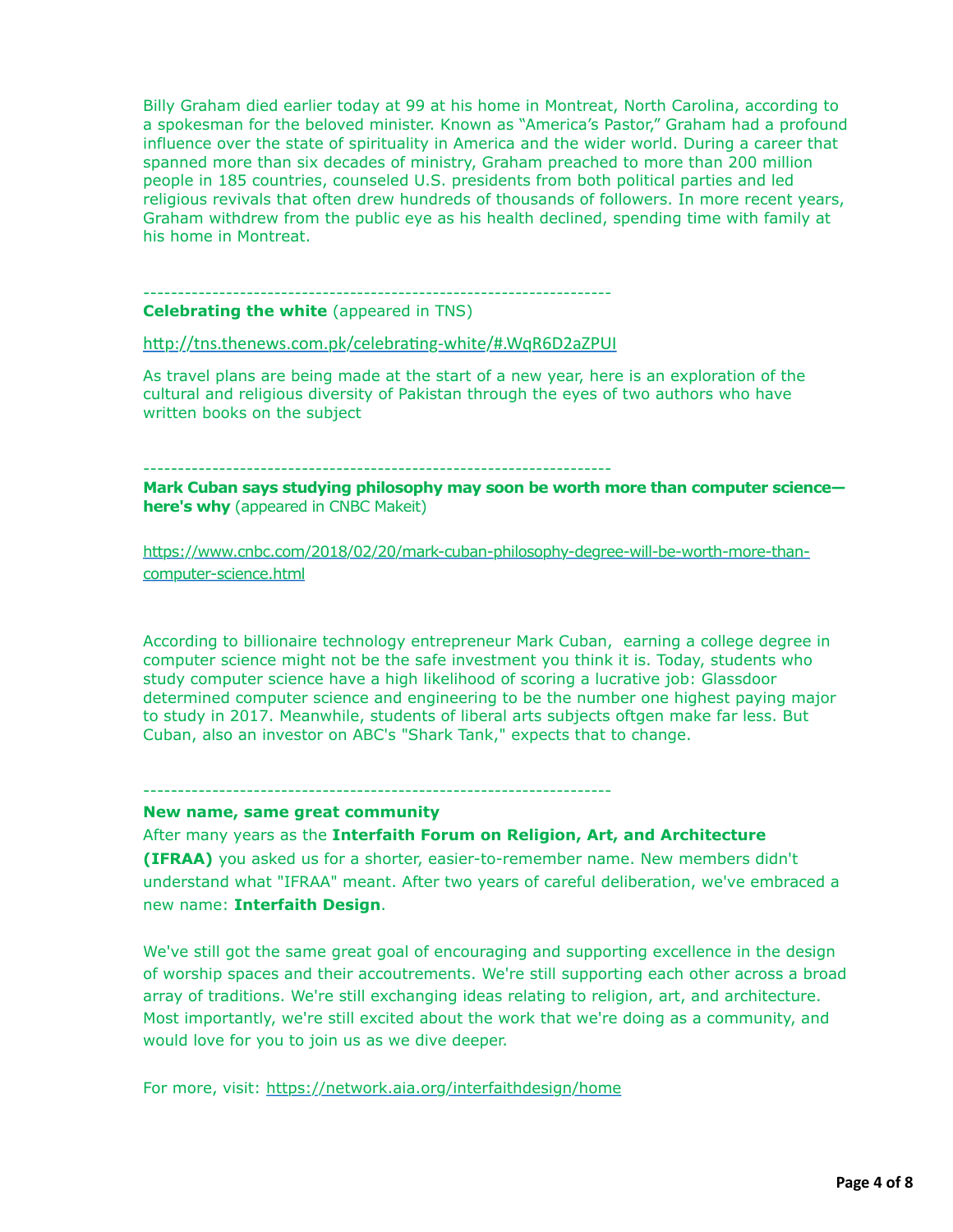Billy Graham died earlier today at 99 at his home in Montreat, North Carolina, according to a spokesman for the beloved minister. Known as "America's Pastor," Graham had a profound influence over the state of spirituality in America and the wider world. During a career that spanned more than six decades of ministry, Graham preached to more than 200 million people in 185 countries, counseled U.S. presidents from both political parties and led religious revivals that often drew hundreds of thousands of followers. In more recent years, Graham withdrew from the public eye as his health declined, spending time with family at his home in Montreat.

-------------------------------------------------------------------

**Celebrating the white** (appeared in TNS)

http://tns.thenews.com.pk/celebrating-white/#.WqR6D2aZPUI

As travel plans are being made at the start of a new year, here is an exploration of the cultural and religious diversity of Pakistan through the eyes of two authors who have written books on the subject

-------------------------------------------------------------------

**Mark Cuban says studying philosophy may soon be worth more than computer science—here's why** (appeared in CNBC Makeit)

https://www.cnbc.com/2018/02/20/mark-cuban-philosophy-degree-will-be-worth-more-than-computer-science.html

According to billionaire technology entrepreneur Mark Cuban, earning a college degree in computer science might not be the safe investment you think it is. Today, students who study computer science have a high likelihood of scoring a lucrative job: Glassdoor determined computer science and engineering to be the number one highest paying major to study in 2017. Meanwhile, students of liberal arts subjects oftgen make far less. But Cuban, also an investor on ABC's "Shark Tank," expects that to change.

-------------------------------------------------------------------

**New name, same great community**

After many years as the **Interfaith Forum on Religion, Art, and Architecture (IFRAA)** you asked us for a shorter, easier-to-remember name. New members didn't understand what "IFRAA" meant. After two years of careful deliberation, we've embraced a new name: **Interfaith Design**.

We've still got the same great goal of encouraging and supporting excellence in the design of worship spaces and their accoutrements. We're still supporting each other across a broad array of traditions. We're still exchanging ideas relating to religion, art, and architecture. Most importantly, we're still excited about the work that we're doing as a community, and would love for you to join us as we dive deeper.

For more, visit: https://network.aia.org/interfaithdesign/home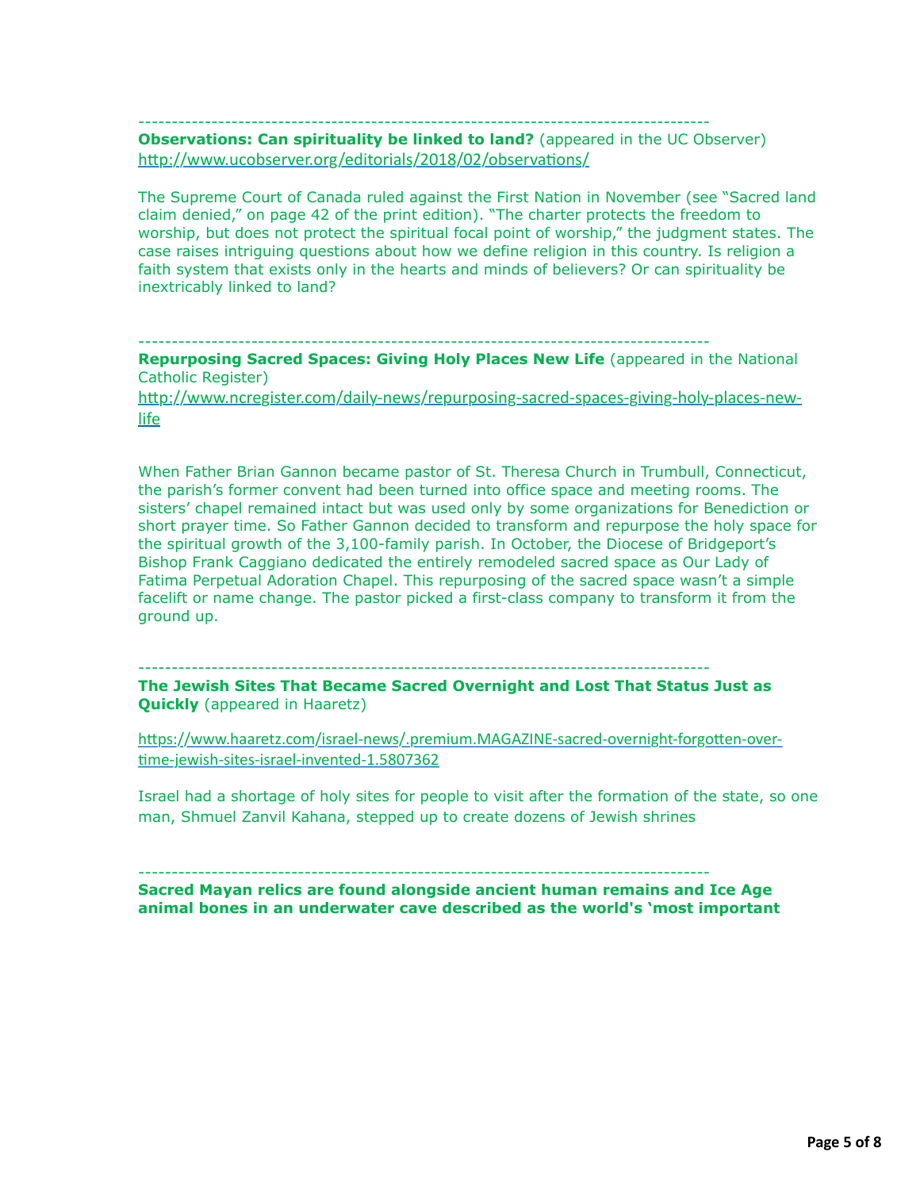------------------------------------------------------------------------------------

**Observations: Can spirituality be linked to land?** (appeared in the UC Observer)
http://www.ucobserver.org/editorials/2018/02/observations/

The Supreme Court of Canada ruled against the First Nation in November (see "Sacred land claim denied," on page 42 of the print edition). "The charter protects the freedom to worship, but does not protect the spiritual focal point of worship," the judgment states. The case raises intriguing questions about how we define religion in this country. Is religion a faith system that exists only in the hearts and minds of believers? Or can spirituality be inextricably linked to land?

------------------------------------------------------------------------------------

**Repurposing Sacred Spaces: Giving Holy Places New Life** (appeared in the National Catholic Register)
http://www.ncregister.com/daily-news/repurposing-sacred-spaces-giving-holy-places-new-life

When Father Brian Gannon became pastor of St. Theresa Church in Trumbull, Connecticut, the parish's former convent had been turned into office space and meeting rooms. The sisters' chapel remained intact but was used only by some organizations for Benediction or short prayer time. So Father Gannon decided to transform and repurpose the holy space for the spiritual growth of the 3,100-family parish. In October, the Diocese of Bridgeport's Bishop Frank Caggiano dedicated the entirely remodeled sacred space as Our Lady of Fatima Perpetual Adoration Chapel. This repurposing of the sacred space wasn't a simple facelift or name change. The pastor picked a first-class company to transform it from the ground up.

------------------------------------------------------------------------------------

**The Jewish Sites That Became Sacred Overnight and Lost That Status Just as Quickly** (appeared in Haaretz)

https://www.haaretz.com/israel-news/.premium.MAGAZINE-sacred-overnight-forgotten-over-time-jewish-sites-israel-invented-1.5807362

Israel had a shortage of holy sites for people to visit after the formation of the state, so one man, Shmuel Zanvil Kahana, stepped up to create dozens of Jewish shrines

------------------------------------------------------------------------------------

**Sacred Mayan relics are found alongside ancient human remains and Ice Age animal bones in an underwater cave described as the world's 'most important**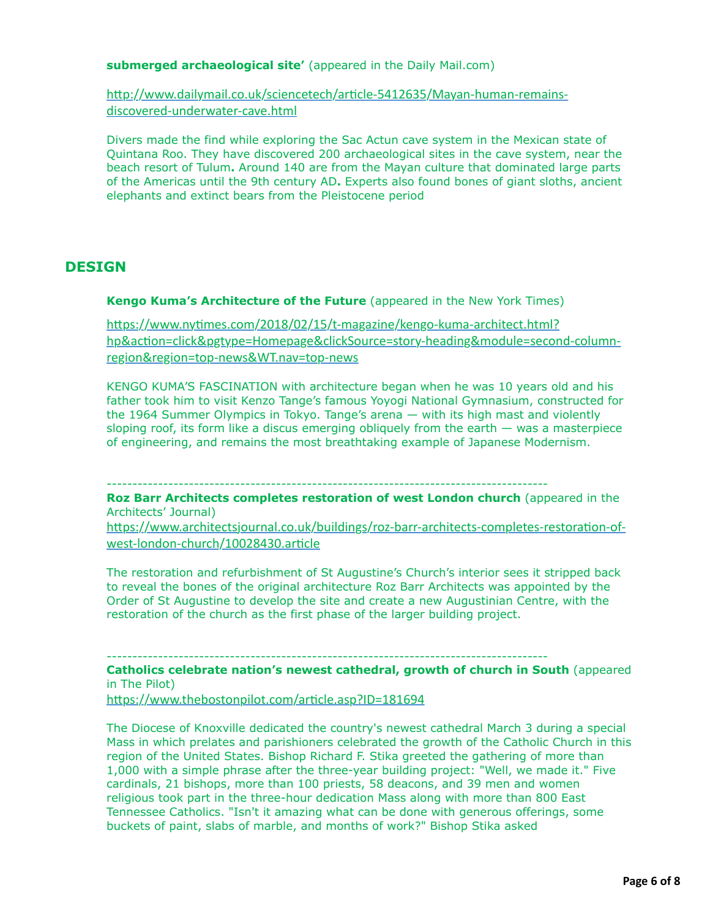**submerged archaeological site’** (appeared in the Daily Mail.com)

http://www.dailymail.co.uk/sciencetech/article-5412635/Mayan-human-remains-discovered-underwater-cave.html

Divers made the find while exploring the Sac Actun cave system in the Mexican state of Quintana Roo. They have discovered 200 archaeological sites in the cave system, near the beach resort of Tulum**.** Around 140 are from the Mayan culture that dominated large parts of the Americas until the 9th century AD**.** Experts also found bones of giant sloths, ancient elephants and extinct bears from the Pleistocene period

## DESIGN

**Kengo Kuma’s Architecture of the Future** (appeared in the New York Times)

https://www.nytimes.com/2018/02/15/t-magazine/kengo-kuma-architect.html?hp&action=click&pgtype=Homepage&clickSource=story-heading&module=second-column-region&region=top-news&WT.nav=top-news

KENGO KUMA’S FASCINATION with architecture began when he was 10 years old and his father took him to visit Kenzo Tange’s famous Yoyogi National Gymnasium, constructed for the 1964 Summer Olympics in Tokyo. Tange’s arena — with its high mast and violently sloping roof, its form like a discus emerging obliquely from the earth — was a masterpiece of engineering, and remains the most breathtaking example of Japanese Modernism.

-----------------------------------------------------------------------------------------

**Roz Barr Architects completes restoration of west London church** (appeared in the Architects’ Journal)

https://www.architectsjournal.co.uk/buildings/roz-barr-architects-completes-restoration-of-west-london-church/10028430.article

The restoration and refurbishment of St Augustine’s Church’s interior sees it stripped back to reveal the bones of the original architecture Roz Barr Architects was appointed by the Order of St Augustine to develop the site and create a new Augustinian Centre, with the restoration of the church as the first phase of the larger building project.

-----------------------------------------------------------------------------------------

**Catholics celebrate nation’s newest cathedral, growth of church in South** (appeared in The Pilot)

https://www.thebostonpilot.com/article.asp?ID=181694

The Diocese of Knoxville dedicated the country's newest cathedral March 3 during a special Mass in which prelates and parishioners celebrated the growth of the Catholic Church in this region of the United States. Bishop Richard F. Stika greeted the gathering of more than 1,000 with a simple phrase after the three-year building project: "Well, we made it." Five cardinals, 21 bishops, more than 100 priests, 58 deacons, and 39 men and women religious took part in the three-hour dedication Mass along with more than 800 East Tennessee Catholics. "Isn't it amazing what can be done with generous offerings, some buckets of paint, slabs of marble, and months of work?" Bishop Stika asked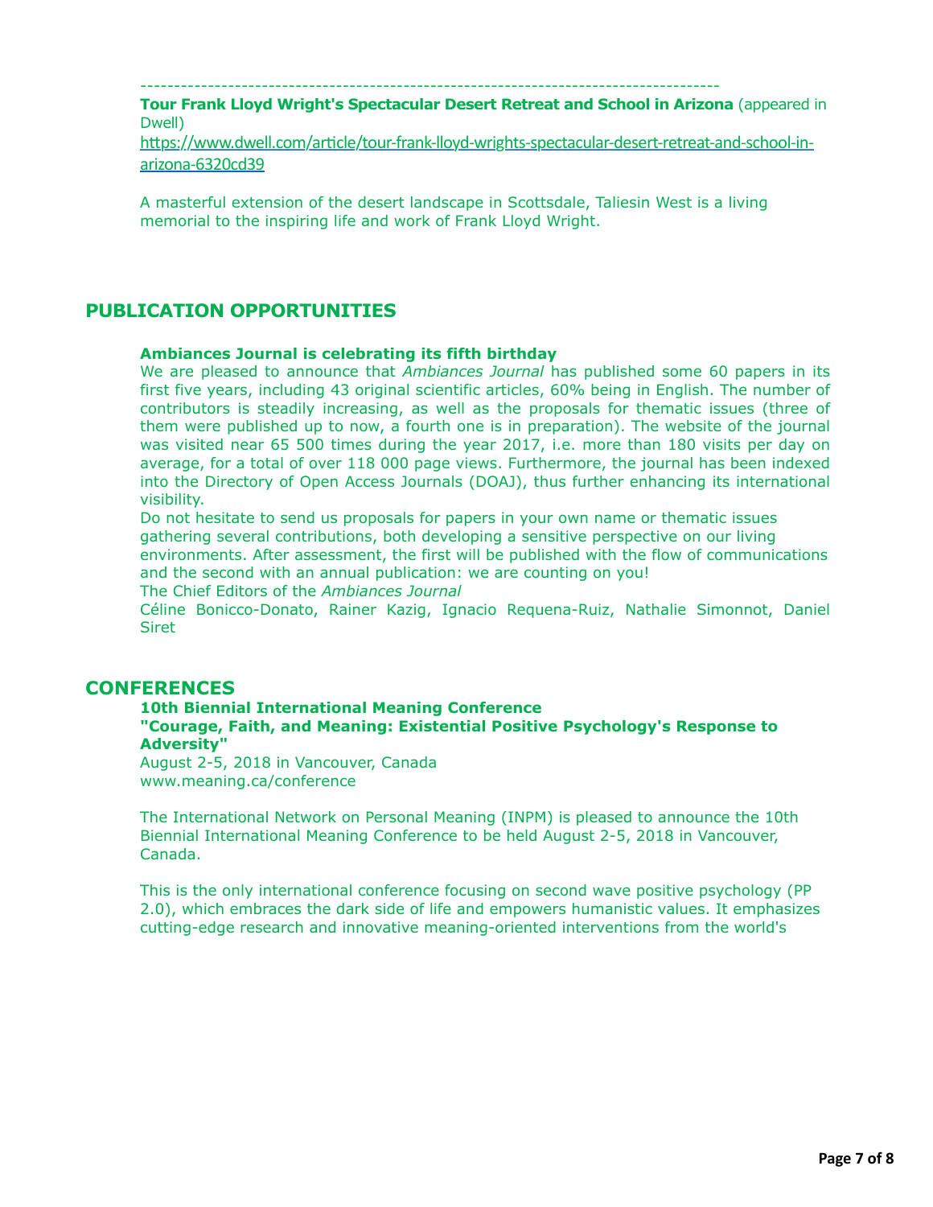---------------------------------------------------------------------------------------

**Tour Frank Lloyd Wright's Spectacular Desert Retreat and School in Arizona** (appeared in Dwell)

https://www.dwell.com/article/tour-frank-lloyd-wrights-spectacular-desert-retreat-and-school-in-arizona-6320cd39

A masterful extension of the desert landscape in Scottsdale, Taliesin West is a living memorial to the inspiring life and work of Frank Lloyd Wright.

## PUBLICATION OPPORTUNITIES

**Ambiances Journal is celebrating its fifth birthday**

We are pleased to announce that *Ambiances Journal* has published some 60 papers in its first five years, including 43 original scientific articles, 60% being in English. The number of contributors is steadily increasing, as well as the proposals for thematic issues (three of them were published up to now, a fourth one is in preparation). The website of the journal was visited near 65 500 times during the year 2017, i.e. more than 180 visits per day on average, for a total of over 118 000 page views. Furthermore, the journal has been indexed into the Directory of Open Access Journals (DOAJ), thus further enhancing its international visibility.

Do not hesitate to send us proposals for papers in your own name or thematic issues gathering several contributions, both developing a sensitive perspective on our living environments. After assessment, the first will be published with the flow of communications and the second with an annual publication: we are counting on you!

The Chief Editors of the *Ambiances Journal*

Céline Bonicco-Donato, Rainer Kazig, Ignacio Requena-Ruiz, Nathalie Simonnot, Daniel Siret

## CONFERENCES

**10th Biennial International Meaning Conference**
**"Courage, Faith, and Meaning: Existential Positive Psychology's Response to Adversity"**

August 2-5, 2018 in Vancouver, Canada
www.meaning.ca/conference

The International Network on Personal Meaning (INPM) is pleased to announce the 10th Biennial International Meaning Conference to be held August 2-5, 2018 in Vancouver, Canada.

This is the only international conference focusing on second wave positive psychology (PP 2.0), which embraces the dark side of life and empowers humanistic values. It emphasizes cutting-edge research and innovative meaning-oriented interventions from the world's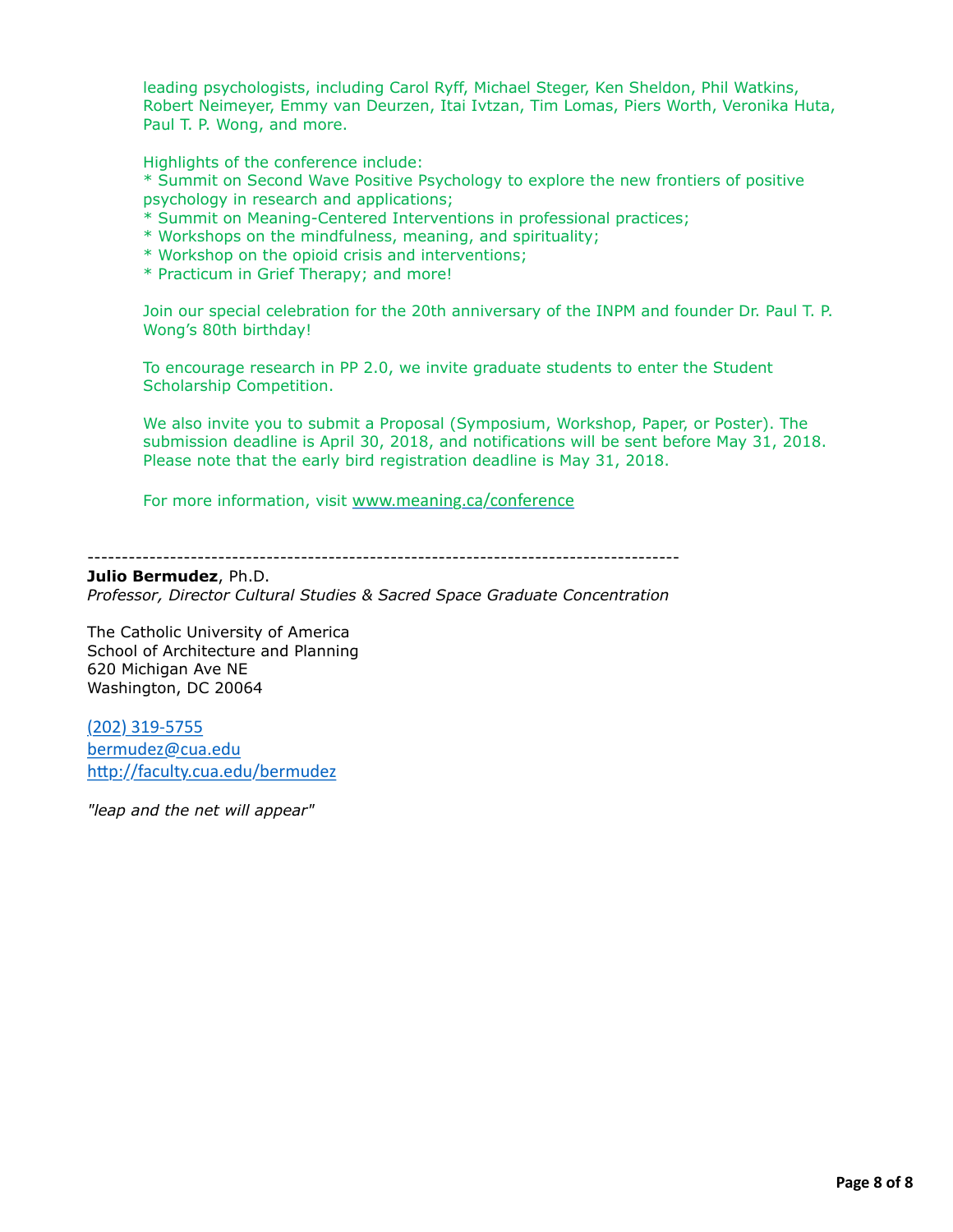leading psychologists, including Carol Ryff, Michael Steger, Ken Sheldon, Phil Watkins, Robert Neimeyer, Emmy van Deurzen, Itai Ivtzan, Tim Lomas, Piers Worth, Veronika Huta, Paul T. P. Wong, and more.

Highlights of the conference include:
* Summit on Second Wave Positive Psychology to explore the new frontiers of positive psychology in research and applications;
* Summit on Meaning-Centered Interventions in professional practices;
* Workshops on the mindfulness, meaning, and spirituality;
* Workshop on the opioid crisis and interventions;
* Practicum in Grief Therapy; and more!

Join our special celebration for the 20th anniversary of the INPM and founder Dr. Paul T. P. Wong's 80th birthday!

To encourage research in PP 2.0, we invite graduate students to enter the Student Scholarship Competition.

We also invite you to submit a Proposal (Symposium, Workshop, Paper, or Poster). The submission deadline is April 30, 2018, and notifications will be sent before May 31, 2018. Please note that the early bird registration deadline is May 31, 2018.

For more information, visit www.meaning.ca/conference

-------------------------------------------------------------------------------------

**Julio Bermudez**, Ph.D.
*Professor, Director Cultural Studies & Sacred Space Graduate Concentration*

The Catholic University of America
School of Architecture and Planning
620 Michigan Ave NE
Washington, DC 20064

(202) 319-5755
bermudez@cua.edu
http://faculty.cua.edu/bermudez

*"leap and the net will appear"*